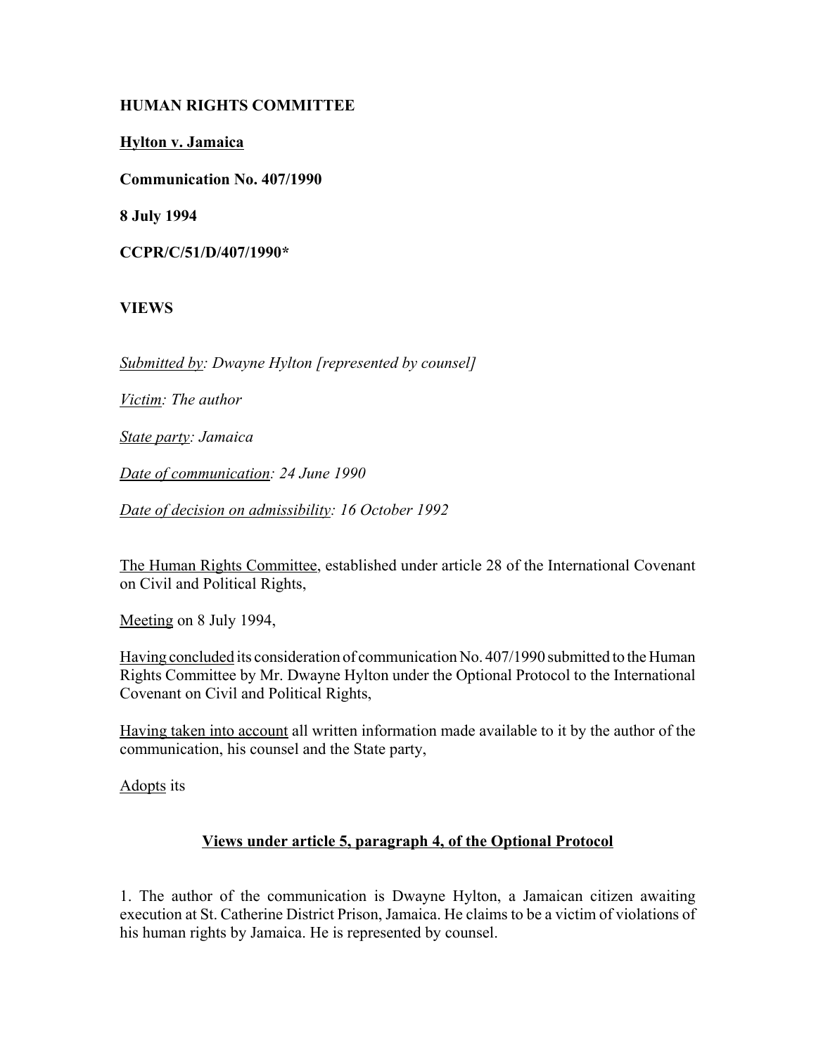**HUMAN RIGHTS COMMITTEE**

**Hylton v. Jamaica**

**Communication No. 407/1990**

**8 July 1994**

**CCPR/C/51/D/407/1990***

**VIEWS**

*Submitted by: Dwayne Hylton [represented by counsel]*

*Victim: The author*

*State party: Jamaica*

*Date of communication: 24 June 1990*

*Date of decision on admissibility: 16 October 1992*

The Human Rights Committee, established under article 28 of the International Covenant on Civil and Political Rights,

Meeting on 8 July 1994,

Having concluded its consideration of communication No. 407/1990 submitted to the Human Rights Committee by Mr. Dwayne Hylton under the Optional Protocol to the International Covenant on Civil and Political Rights,

Having taken into account all written information made available to it by the author of the communication, his counsel and the State party,

Adopts its

## Views under article 5, paragraph 4, of the Optional Protocol

1. The author of the communication is Dwayne Hylton, a Jamaican citizen awaiting execution at St. Catherine District Prison, Jamaica. He claims to be a victim of violations of his human rights by Jamaica. He is represented by counsel.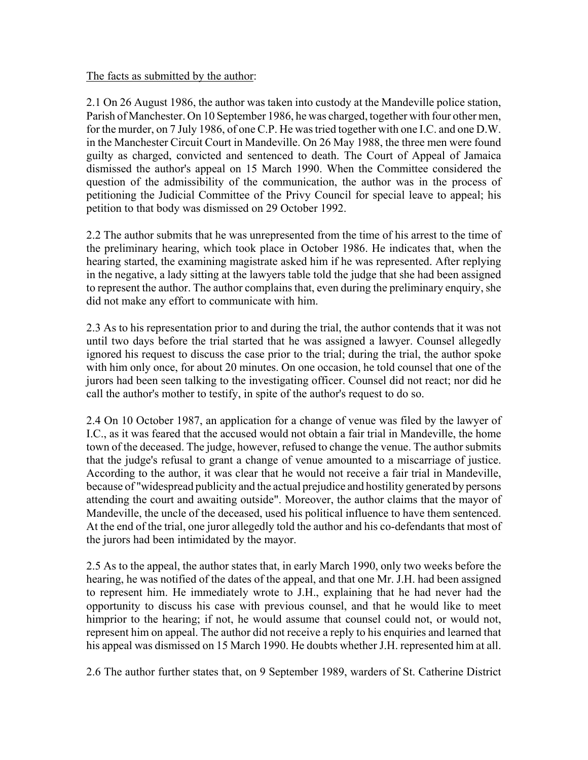The facts as submitted by the author:

2.1 On 26 August 1986, the author was taken into custody at the Mandeville police station, Parish of Manchester. On 10 September 1986, he was charged, together with four other men, for the murder, on 7 July 1986, of one C.P. He was tried together with one I.C. and one D.W. in the Manchester Circuit Court in Mandeville. On 26 May 1988, the three men were found guilty as charged, convicted and sentenced to death. The Court of Appeal of Jamaica dismissed the author's appeal on 15 March 1990. When the Committee considered the question of the admissibility of the communication, the author was in the process of petitioning the Judicial Committee of the Privy Council for special leave to appeal; his petition to that body was dismissed on 29 October 1992.

2.2 The author submits that he was unrepresented from the time of his arrest to the time of the preliminary hearing, which took place in October 1986. He indicates that, when the hearing started, the examining magistrate asked him if he was represented. After replying in the negative, a lady sitting at the lawyers table told the judge that she had been assigned to represent the author. The author complains that, even during the preliminary enquiry, she did not make any effort to communicate with him.

2.3 As to his representation prior to and during the trial, the author contends that it was not until two days before the trial started that he was assigned a lawyer. Counsel allegedly ignored his request to discuss the case prior to the trial; during the trial, the author spoke with him only once, for about 20 minutes. On one occasion, he told counsel that one of the jurors had been seen talking to the investigating officer. Counsel did not react; nor did he call the author's mother to testify, in spite of the author's request to do so.

2.4 On 10 October 1987, an application for a change of venue was filed by the lawyer of I.C., as it was feared that the accused would not obtain a fair trial in Mandeville, the home town of the deceased. The judge, however, refused to change the venue. The author submits that the judge's refusal to grant a change of venue amounted to a miscarriage of justice. According to the author, it was clear that he would not receive a fair trial in Mandeville, because of "widespread publicity and the actual prejudice and hostility generated by persons attending the court and awaiting outside". Moreover, the author claims that the mayor of Mandeville, the uncle of the deceased, used his political influence to have them sentenced. At the end of the trial, one juror allegedly told the author and his co-defendants that most of the jurors had been intimidated by the mayor.

2.5 As to the appeal, the author states that, in early March 1990, only two weeks before the hearing, he was notified of the dates of the appeal, and that one Mr. J.H. had been assigned to represent him. He immediately wrote to J.H., explaining that he had never had the opportunity to discuss his case with previous counsel, and that he would like to meet himprior to the hearing; if not, he would assume that counsel could not, or would not, represent him on appeal. The author did not receive a reply to his enquiries and learned that his appeal was dismissed on 15 March 1990. He doubts whether J.H. represented him at all.

2.6 The author further states that, on 9 September 1989, warders of St. Catherine District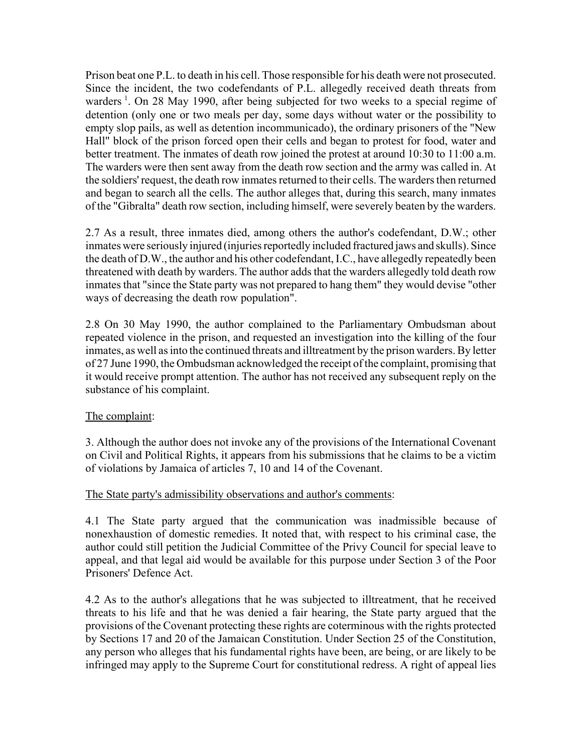Prison beat one P.L. to death in his cell. Those responsible for his death were not prosecuted. Since the incident, the two codefendants of P.L. allegedly received death threats from warders [1]. On 28 May 1990, after being subjected for two weeks to a special regime of detention (only one or two meals per day, some days without water or the possibility to empty slop pails, as well as detention incommunicado), the ordinary prisoners of the "New Hall" block of the prison forced open their cells and began to protest for food, water and better treatment. The inmates of death row joined the protest at around 10:30 to 11:00 a.m. The warders were then sent away from the death row section and the army was called in. At the soldiers' request, the death row inmates returned to their cells. The warders then returned and began to search all the cells. The author alleges that, during this search, many inmates of the "Gibralta" death row section, including himself, were severely beaten by the warders.

2.7 As a result, three inmates died, among others the author's codefendant, D.W.; other inmates were seriously injured (injuries reportedly included fractured jaws and skulls). Since the death of D.W., the author and his other codefendant, I.C., have allegedly repeatedly been threatened with death by warders. The author adds that the warders allegedly told death row inmates that "since the State party was not prepared to hang them" they would devise "other ways of decreasing the death row population".

2.8 On 30 May 1990, the author complained to the Parliamentary Ombudsman about repeated violence in the prison, and requested an investigation into the killing of the four inmates, as well as into the continued threats and illtreatment by the prison warders. By letter of 27 June 1990, the Ombudsman acknowledged the receipt of the complaint, promising that it would receive prompt attention. The author has not received any subsequent reply on the substance of his complaint.

The complaint:

3. Although the author does not invoke any of the provisions of the International Covenant on Civil and Political Rights, it appears from his submissions that he claims to be a victim of violations by Jamaica of articles 7, 10 and 14 of the Covenant.

The State party's admissibility observations and author's comments:

4.1 The State party argued that the communication was inadmissible because of nonexhaustion of domestic remedies. It noted that, with respect to his criminal case, the author could still petition the Judicial Committee of the Privy Council for special leave to appeal, and that legal aid would be available for this purpose under Section 3 of the Poor Prisoners' Defence Act.

4.2 As to the author's allegations that he was subjected to illtreatment, that he received threats to his life and that he was denied a fair hearing, the State party argued that the provisions of the Covenant protecting these rights are coterminous with the rights protected by Sections 17 and 20 of the Jamaican Constitution. Under Section 25 of the Constitution, any person who alleges that his fundamental rights have been, are being, or are likely to be infringed may apply to the Supreme Court for constitutional redress. A right of appeal lies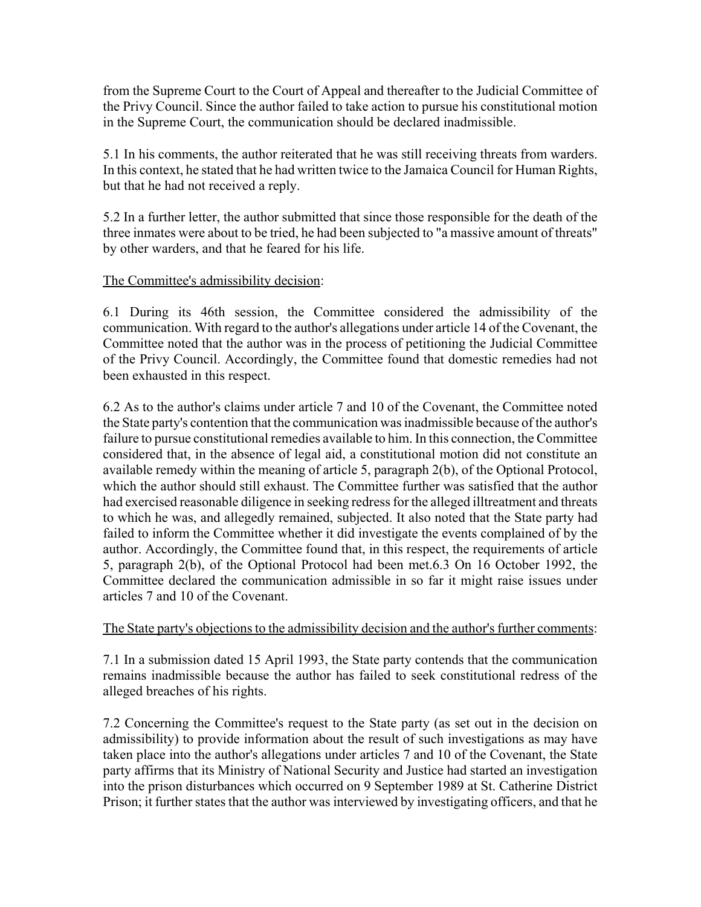from the Supreme Court to the Court of Appeal and thereafter to the Judicial Committee of the Privy Council. Since the author failed to take action to pursue his constitutional motion in the Supreme Court, the communication should be declared inadmissible.

5.1 In his comments, the author reiterated that he was still receiving threats from warders. In this context, he stated that he had written twice to the Jamaica Council for Human Rights, but that he had not received a reply.

5.2 In a further letter, the author submitted that since those responsible for the death of the three inmates were about to be tried, he had been subjected to "a massive amount of threats" by other warders, and that he feared for his life.

The Committee's admissibility decision:

6.1 During its 46th session, the Committee considered the admissibility of the communication. With regard to the author's allegations under article 14 of the Covenant, the Committee noted that the author was in the process of petitioning the Judicial Committee of the Privy Council. Accordingly, the Committee found that domestic remedies had not been exhausted in this respect.

6.2 As to the author's claims under article 7 and 10 of the Covenant, the Committee noted the State party's contention that the communication was inadmissible because of the author's failure to pursue constitutional remedies available to him. In this connection, the Committee considered that, in the absence of legal aid, a constitutional motion did not constitute an available remedy within the meaning of article 5, paragraph 2(b), of the Optional Protocol, which the author should still exhaust. The Committee further was satisfied that the author had exercised reasonable diligence in seeking redress for the alleged illtreatment and threats to which he was, and allegedly remained, subjected. It also noted that the State party had failed to inform the Committee whether it did investigate the events complained of by the author. Accordingly, the Committee found that, in this respect, the requirements of article 5, paragraph 2(b), of the Optional Protocol had been met.6.3 On 16 October 1992, the Committee declared the communication admissible in so far it might raise issues under articles 7 and 10 of the Covenant.

The State party's objections to the admissibility decision and the author's further comments:

7.1 In a submission dated 15 April 1993, the State party contends that the communication remains inadmissible because the author has failed to seek constitutional redress of the alleged breaches of his rights.

7.2 Concerning the Committee's request to the State party (as set out in the decision on admissibility) to provide information about the result of such investigations as may have taken place into the author's allegations under articles 7 and 10 of the Covenant, the State party affirms that its Ministry of National Security and Justice had started an investigation into the prison disturbances which occurred on 9 September 1989 at St. Catherine District Prison; it further states that the author was interviewed by investigating officers, and that he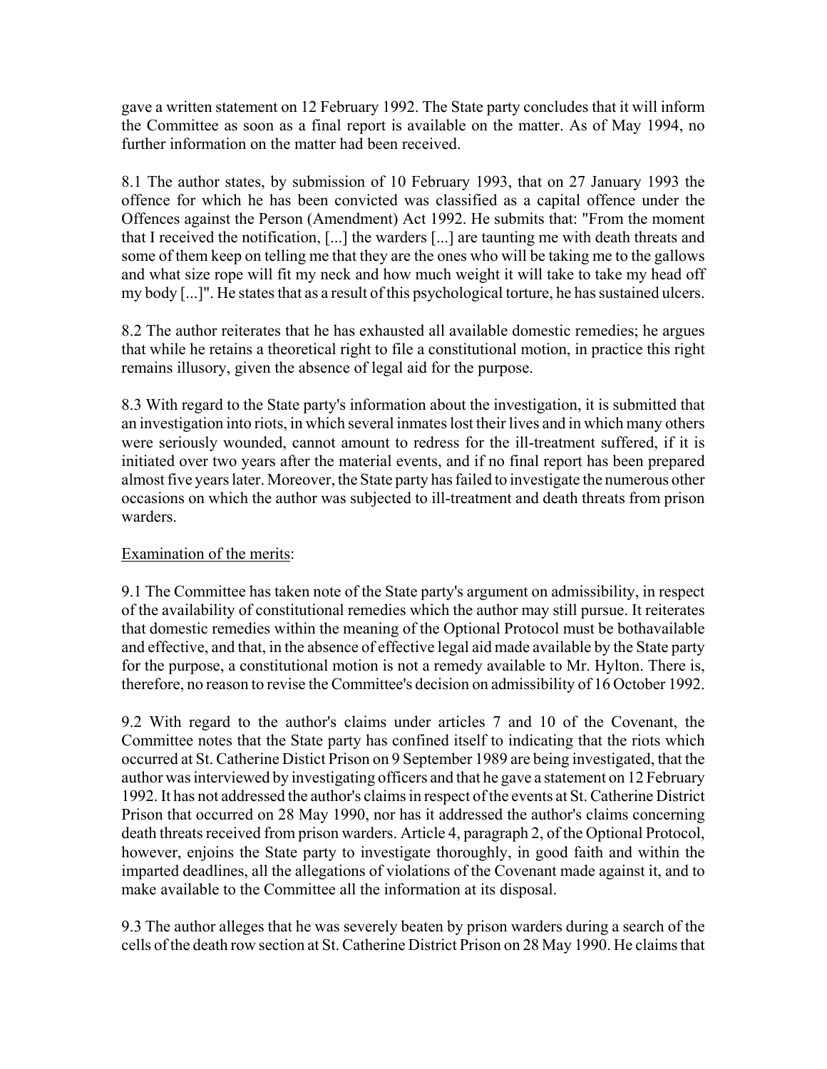gave a written statement on 12 February 1992. The State party concludes that it will inform the Committee as soon as a final report is available on the matter. As of May 1994, no further information on the matter had been received.

8.1 The author states, by submission of 10 February 1993, that on 27 January 1993 the offence for which he has been convicted was classified as a capital offence under the Offences against the Person (Amendment) Act 1992. He submits that: "From the moment that I received the notification, [...] the warders [...] are taunting me with death threats and some of them keep on telling me that they are the ones who will be taking me to the gallows and what size rope will fit my neck and how much weight it will take to take my head off my body [...]". He states that as a result of this psychological torture, he has sustained ulcers.

8.2 The author reiterates that he has exhausted all available domestic remedies; he argues that while he retains a theoretical right to file a constitutional motion, in practice this right remains illusory, given the absence of legal aid for the purpose.

8.3 With regard to the State party's information about the investigation, it is submitted that an investigation into riots, in which several inmates lost their lives and in which many others were seriously wounded, cannot amount to redress for the ill-treatment suffered, if it is initiated over two years after the material events, and if no final report has been prepared almost five years later. Moreover, the State party has failed to investigate the numerous other occasions on which the author was subjected to ill-treatment and death threats from prison warders.

Examination of the merits:

9.1 The Committee has taken note of the State party's argument on admissibility, in respect of the availability of constitutional remedies which the author may still pursue. It reiterates that domestic remedies within the meaning of the Optional Protocol must be bothavailable and effective, and that, in the absence of effective legal aid made available by the State party for the purpose, a constitutional motion is not a remedy available to Mr. Hylton. There is, therefore, no reason to revise the Committee's decision on admissibility of 16 October 1992.

9.2 With regard to the author's claims under articles 7 and 10 of the Covenant, the Committee notes that the State party has confined itself to indicating that the riots which occurred at St. Catherine Distict Prison on 9 September 1989 are being investigated, that the author was interviewed by investigating officers and that he gave a statement on 12 February 1992. It has not addressed the author's claims in respect of the events at St. Catherine District Prison that occurred on 28 May 1990, nor has it addressed the author's claims concerning death threats received from prison warders. Article 4, paragraph 2, of the Optional Protocol, however, enjoins the State party to investigate thoroughly, in good faith and within the imparted deadlines, all the allegations of violations of the Covenant made against it, and to make available to the Committee all the information at its disposal.

9.3 The author alleges that he was severely beaten by prison warders during a search of the cells of the death row section at St. Catherine District Prison on 28 May 1990. He claims that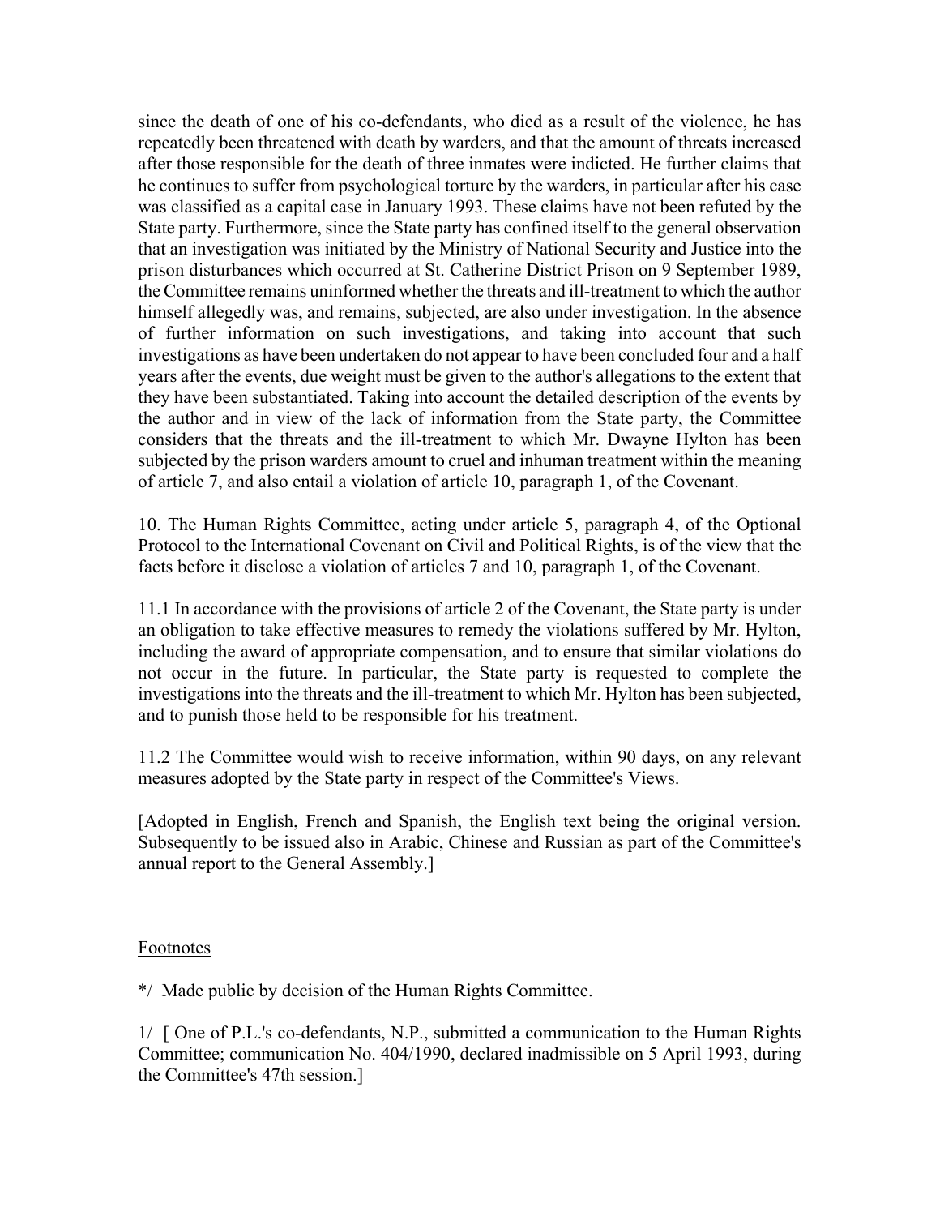since the death of one of his co-defendants, who died as a result of the violence, he has repeatedly been threatened with death by warders, and that the amount of threats increased after those responsible for the death of three inmates were indicted. He further claims that he continues to suffer from psychological torture by the warders, in particular after his case was classified as a capital case in January 1993. These claims have not been refuted by the State party. Furthermore, since the State party has confined itself to the general observation that an investigation was initiated by the Ministry of National Security and Justice into the prison disturbances which occurred at St. Catherine District Prison on 9 September 1989, the Committee remains uninformed whether the threats and ill-treatment to which the author himself allegedly was, and remains, subjected, are also under investigation. In the absence of further information on such investigations, and taking into account that such investigations as have been undertaken do not appear to have been concluded four and a half years after the events, due weight must be given to the author's allegations to the extent that they have been substantiated. Taking into account the detailed description of the events by the author and in view of the lack of information from the State party, the Committee considers that the threats and the ill-treatment to which Mr. Dwayne Hylton has been subjected by the prison warders amount to cruel and inhuman treatment within the meaning of article 7, and also entail a violation of article 10, paragraph 1, of the Covenant.

10. The Human Rights Committee, acting under article 5, paragraph 4, of the Optional Protocol to the International Covenant on Civil and Political Rights, is of the view that the facts before it disclose a violation of articles 7 and 10, paragraph 1, of the Covenant.

11.1 In accordance with the provisions of article 2 of the Covenant, the State party is under an obligation to take effective measures to remedy the violations suffered by Mr. Hylton, including the award of appropriate compensation, and to ensure that similar violations do not occur in the future. In particular, the State party is requested to complete the investigations into the threats and the ill-treatment to which Mr. Hylton has been subjected, and to punish those held to be responsible for his treatment.

11.2 The Committee would wish to receive information, within 90 days, on any relevant measures adopted by the State party in respect of the Committee's Views.

[Adopted in English, French and Spanish, the English text being the original version. Subsequently to be issued also in Arabic, Chinese and Russian as part of the Committee's annual report to the General Assembly.]

Footnotes

*/ Made public by decision of the Human Rights Committee.

1/ [ One of P.L.'s co-defendants, N.P., submitted a communication to the Human Rights Committee; communication No. 404/1990, declared inadmissible on 5 April 1993, during the Committee's 47th session.]